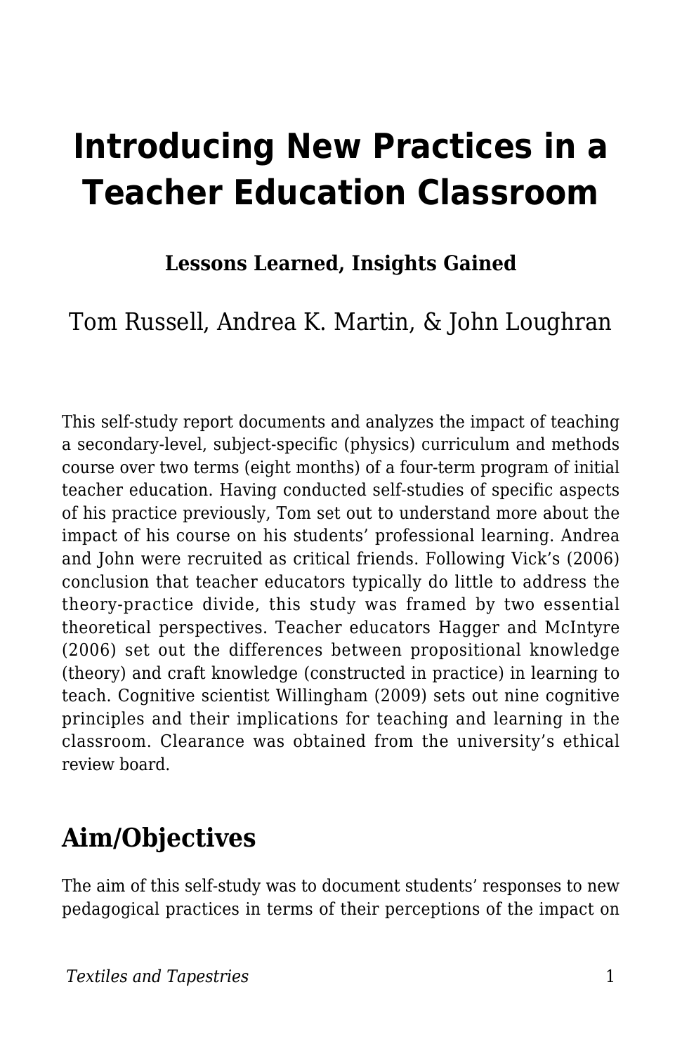# Introducing New Practices in a Teacher Education Classroom

**Lessons Learned, Insights Gained**

Tom Russell, Andrea K. Martin, & John Loughran

This self-study report documents and analyzes the impact of teaching a secondary-level, subject-specific (physics) curriculum and methods course over two terms (eight months) of a four-term program of initial teacher education. Having conducted self-studies of specific aspects of his practice previously, Tom set out to understand more about the impact of his course on his students' professional learning. Andrea and John were recruited as critical friends. Following Vick's (2006) conclusion that teacher educators typically do little to address the theory-practice divide, this study was framed by two essential theoretical perspectives. Teacher educators Hagger and McIntyre (2006) set out the differences between propositional knowledge (theory) and craft knowledge (constructed in practice) in learning to teach. Cognitive scientist Willingham (2009) sets out nine cognitive principles and their implications for teaching and learning in the classroom. Clearance was obtained from the university's ethical review board.

## Aim/Objectives

The aim of this self-study was to document students' responses to new pedagogical practices in terms of their perceptions of the impact on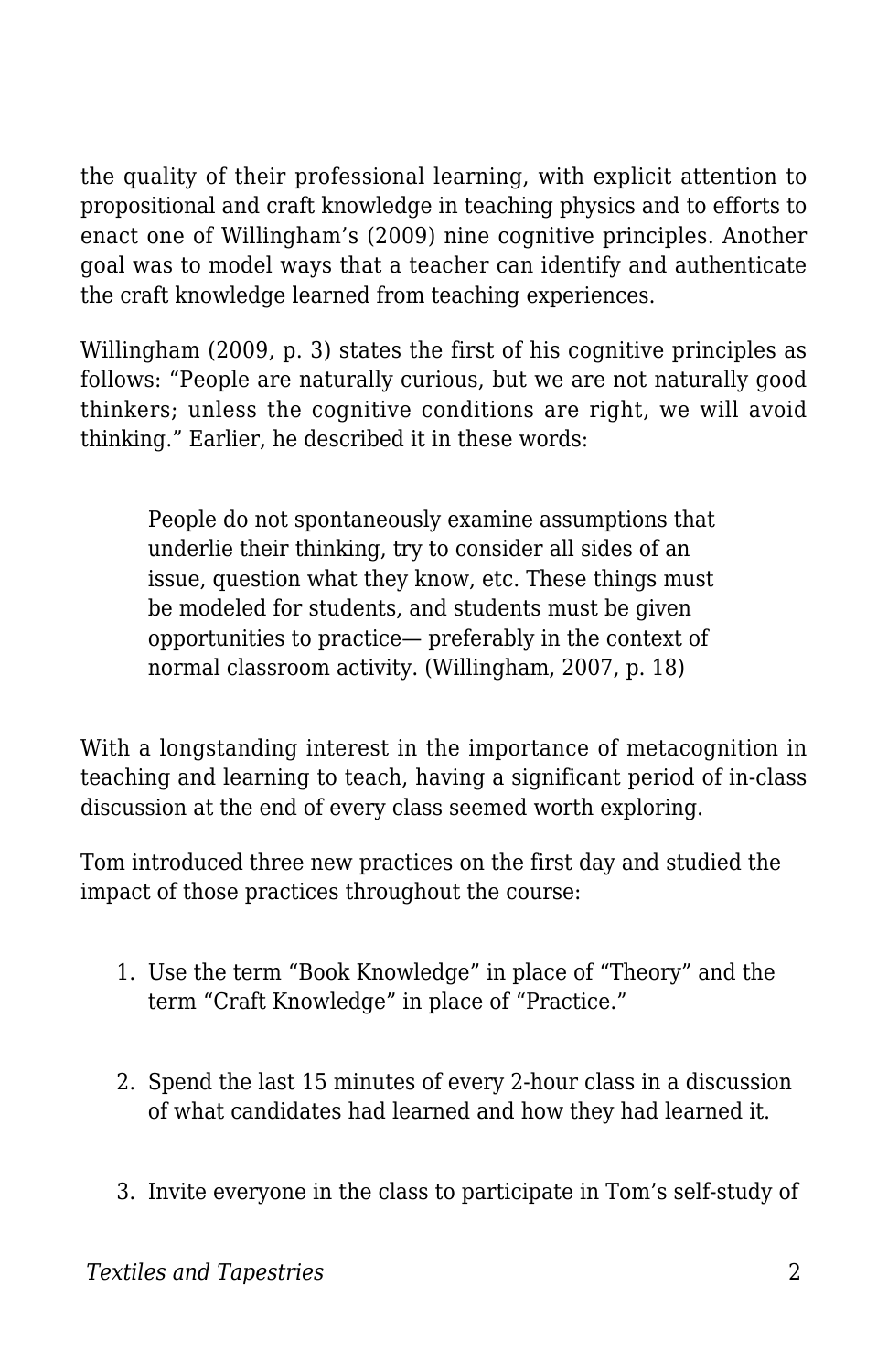the quality of their professional learning, with explicit attention to propositional and craft knowledge in teaching physics and to efforts to enact one of Willingham's (2009) nine cognitive principles. Another goal was to model ways that a teacher can identify and authenticate the craft knowledge learned from teaching experiences.

Willingham (2009, p. 3) states the first of his cognitive principles as follows: "People are naturally curious, but we are not naturally good thinkers; unless the cognitive conditions are right, we will avoid thinking." Earlier, he described it in these words:

> People do not spontaneously examine assumptions that underlie their thinking, try to consider all sides of an issue, question what they know, etc. These things must be modeled for students, and students must be given opportunities to practice— preferably in the context of normal classroom activity. (Willingham, 2007, p. 18)

With a longstanding interest in the importance of metacognition in teaching and learning to teach, having a significant period of in-class discussion at the end of every class seemed worth exploring.

Tom introduced three new practices on the first day and studied the impact of those practices throughout the course:

1. Use the term "Book Knowledge" in place of "Theory" and the term "Craft Knowledge" in place of "Practice."
2. Spend the last 15 minutes of every 2-hour class in a discussion of what candidates had learned and how they had learned it.
3. Invite everyone in the class to participate in Tom's self-study of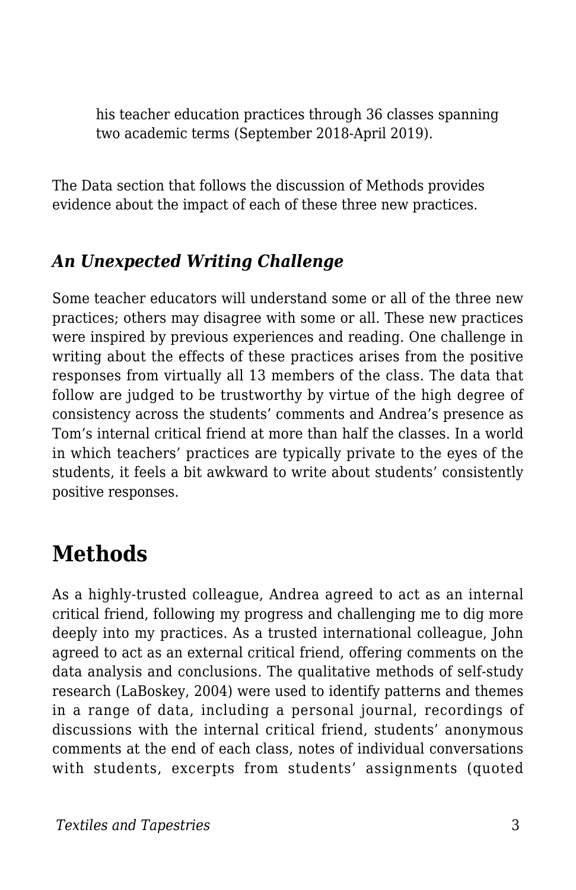his teacher education practices through 36 classes spanning two academic terms (September 2018-April 2019).

The Data section that follows the discussion of Methods provides evidence about the impact of each of these three new practices.

### *An Unexpected Writing Challenge*

Some teacher educators will understand some or all of the three new practices; others may disagree with some or all. These new practices were inspired by previous experiences and reading. One challenge in writing about the effects of these practices arises from the positive responses from virtually all 13 members of the class. The data that follow are judged to be trustworthy by virtue of the high degree of consistency across the students' comments and Andrea's presence as Tom's internal critical friend at more than half the classes. In a world in which teachers' practices are typically private to the eyes of the students, it feels a bit awkward to write about students' consistently positive responses.

## Methods

As a highly-trusted colleague, Andrea agreed to act as an internal critical friend, following my progress and challenging me to dig more deeply into my practices. As a trusted international colleague, John agreed to act as an external critical friend, offering comments on the data analysis and conclusions. The qualitative methods of self-study research (LaBoskey, 2004) were used to identify patterns and themes in a range of data, including a personal journal, recordings of discussions with the internal critical friend, students' anonymous comments at the end of each class, notes of individual conversations with students, excerpts from students' assignments (quoted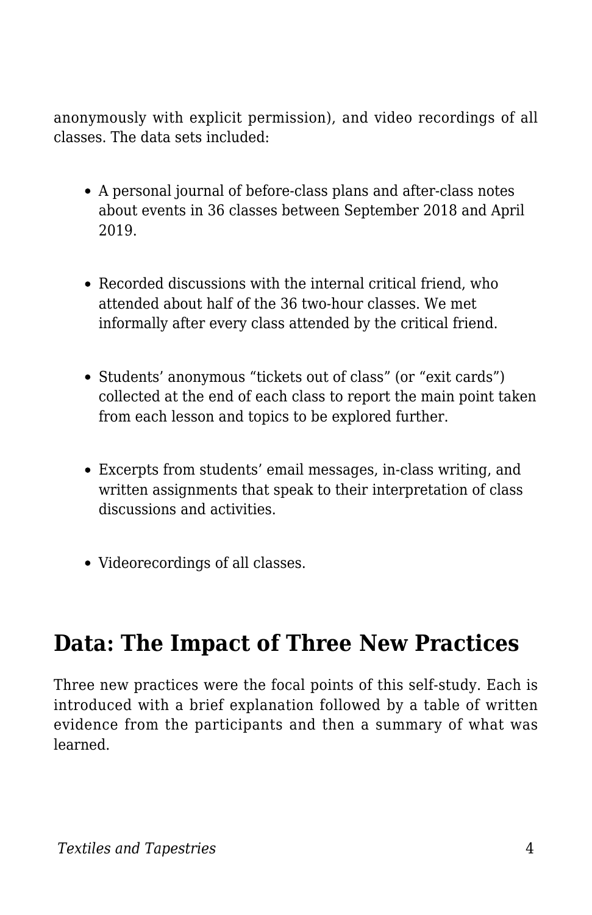anonymously with explicit permission), and video recordings of all classes. The data sets included:

- A personal journal of before-class plans and after-class notes about events in 36 classes between September 2018 and April 2019.
- Recorded discussions with the internal critical friend, who attended about half of the 36 two-hour classes. We met informally after every class attended by the critical friend.
- Students' anonymous "tickets out of class" (or "exit cards") collected at the end of each class to report the main point taken from each lesson and topics to be explored further.
- Excerpts from students' email messages, in-class writing, and written assignments that speak to their interpretation of class discussions and activities.
- Videorecordings of all classes.

## Data: The Impact of Three New Practices

Three new practices were the focal points of this self-study. Each is introduced with a brief explanation followed by a table of written evidence from the participants and then a summary of what was learned.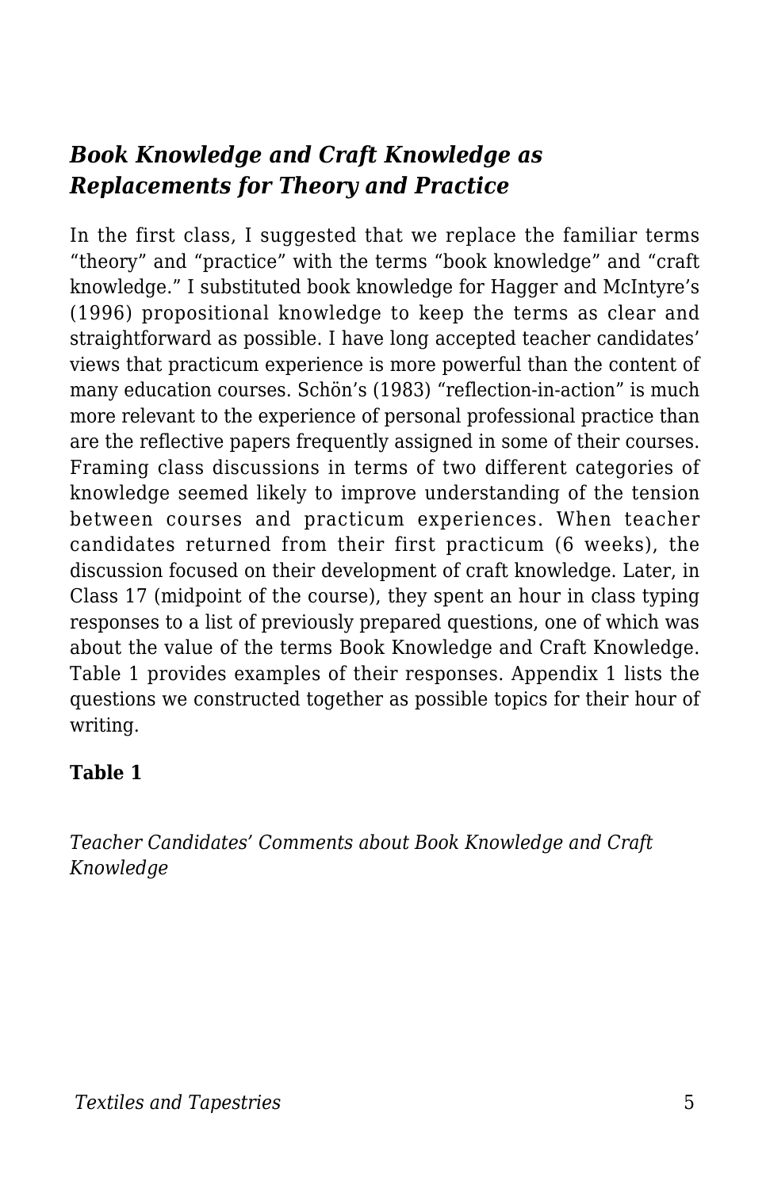## *Book Knowledge and Craft Knowledge as Replacements for Theory and Practice*

In the first class, I suggested that we replace the familiar terms "theory" and "practice" with the terms "book knowledge" and "craft knowledge." I substituted book knowledge for Hagger and McIntyre's (1996) propositional knowledge to keep the terms as clear and straightforward as possible. I have long accepted teacher candidates' views that practicum experience is more powerful than the content of many education courses. Schön's (1983) "reflection-in-action" is much more relevant to the experience of personal professional practice than are the reflective papers frequently assigned in some of their courses. Framing class discussions in terms of two different categories of knowledge seemed likely to improve understanding of the tension between courses and practicum experiences. When teacher candidates returned from their first practicum (6 weeks), the discussion focused on their development of craft knowledge. Later, in Class 17 (midpoint of the course), they spent an hour in class typing responses to a list of previously prepared questions, one of which was about the value of the terms Book Knowledge and Craft Knowledge. Table 1 provides examples of their responses. Appendix 1 lists the questions we constructed together as possible topics for their hour of writing.

**Table 1**

*Teacher Candidates' Comments about Book Knowledge and Craft Knowledge*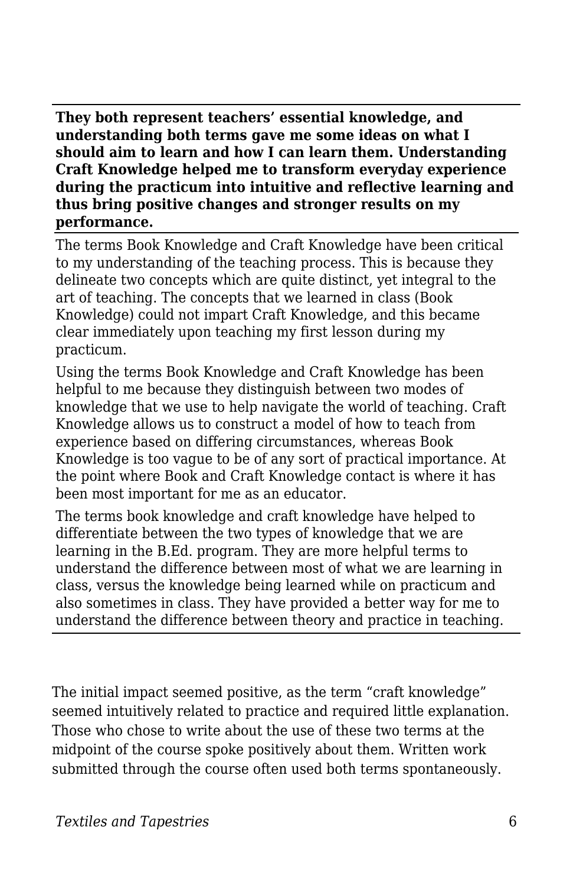| **They both represent teachers' essential knowledge, and understanding both terms gave me some ideas on what I should aim to learn and how I can learn them. Understanding Craft Knowledge helped me to transform everyday experience during the practicum into intuitive and reflective learning and thus bring positive changes and stronger results on my performance.** |
| --- |
| The terms Book Knowledge and Craft Knowledge have been critical to my understanding of the teaching process. This is because they delineate two concepts which are quite distinct, yet integral to the art of teaching. The concepts that we learned in class (Book Knowledge) could not impart Craft Knowledge, and this became clear immediately upon teaching my first lesson during my practicum. |
| Using the terms Book Knowledge and Craft Knowledge has been helpful to me because they distinguish between two modes of knowledge that we use to help navigate the world of teaching. Craft Knowledge allows us to construct a model of how to teach from experience based on differing circumstances, whereas Book Knowledge is too vague to be of any sort of practical importance. At the point where Book and Craft Knowledge contact is where it has been most important for me as an educator. |
| The terms book knowledge and craft knowledge have helped to differentiate between the two types of knowledge that we are learning in the B.Ed. program. They are more helpful terms to understand the difference between most of what we are learning in class, versus the knowledge being learned while on practicum and also sometimes in class. They have provided a better way for me to understand the difference between theory and practice in teaching. |

The initial impact seemed positive, as the term "craft knowledge" seemed intuitively related to practice and required little explanation. Those who chose to write about the use of these two terms at the midpoint of the course spoke positively about them. Written work submitted through the course often used both terms spontaneously.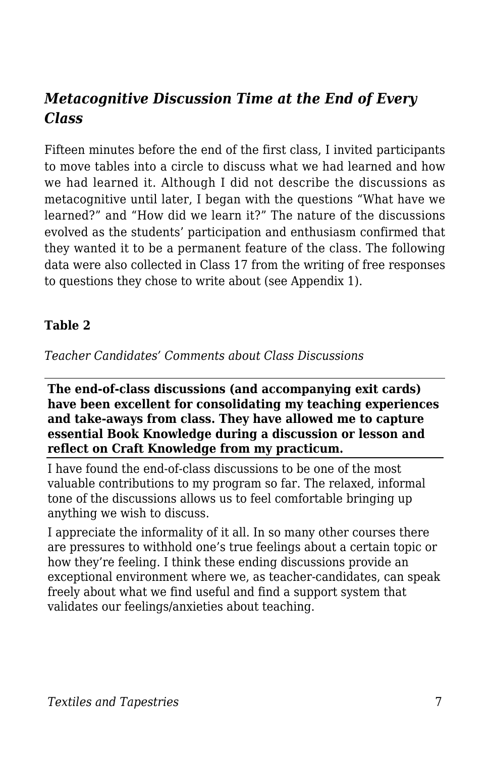### *Metacognitive Discussion Time at the End of Every Class*

Fifteen minutes before the end of the first class, I invited participants to move tables into a circle to discuss what we had learned and how we had learned it. Although I did not describe the discussions as metacognitive until later, I began with the questions "What have we learned?" and "How did we learn it?" The nature of the discussions evolved as the students' participation and enthusiasm confirmed that they wanted it to be a permanent feature of the class. The following data were also collected in Class 17 from the writing of free responses to questions they chose to write about (see Appendix 1).

**Table 2**

*Teacher Candidates' Comments about Class Discussions*

| **The end-of-class discussions (and accompanying exit cards) have been excellent for consolidating my teaching experiences and take-aways from class. They have allowed me to capture essential Book Knowledge during a discussion or lesson and reflect on Craft Knowledge from my practicum.** |
|---|
| I have found the end-of-class discussions to be one of the most valuable contributions to my program so far. The relaxed, informal tone of the discussions allows us to feel comfortable bringing up anything we wish to discuss. |
| I appreciate the informality of it all. In so many other courses there are pressures to withhold one's true feelings about a certain topic or how they're feeling. I think these ending discussions provide an exceptional environment where we, as teacher-candidates, can speak freely about what we find useful and find a support system that validates our feelings/anxieties about teaching. |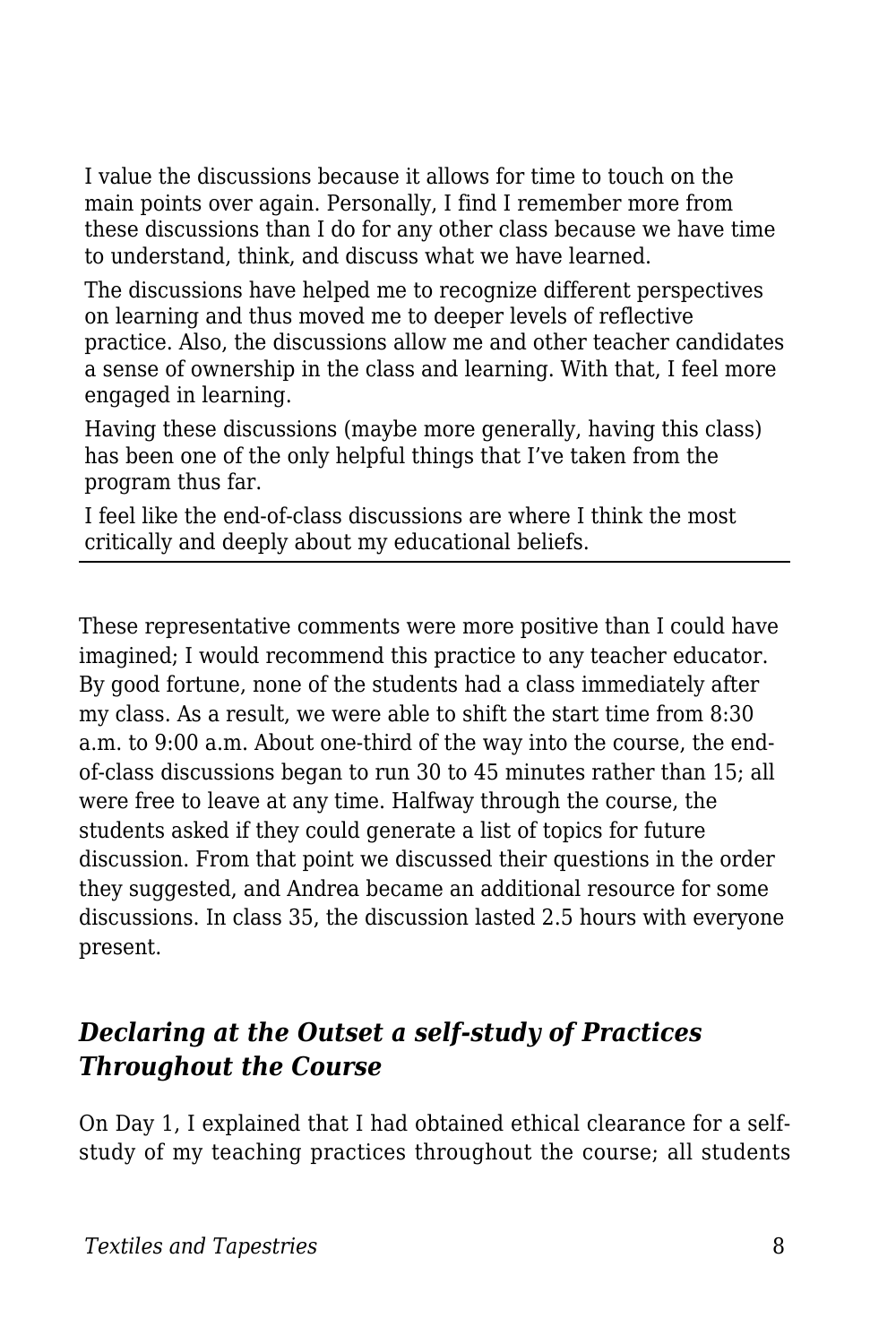I value the discussions because it allows for time to touch on the main points over again. Personally, I find I remember more from these discussions than I do for any other class because we have time to understand, think, and discuss what we have learned.

The discussions have helped me to recognize different perspectives on learning and thus moved me to deeper levels of reflective practice. Also, the discussions allow me and other teacher candidates a sense of ownership in the class and learning. With that, I feel more engaged in learning.

Having these discussions (maybe more generally, having this class) has been one of the only helpful things that I've taken from the program thus far.

I feel like the end-of-class discussions are where I think the most critically and deeply about my educational beliefs.

---

These representative comments were more positive than I could have imagined; I would recommend this practice to any teacher educator. By good fortune, none of the students had a class immediately after my class. As a result, we were able to shift the start time from 8:30 a.m. to 9:00 a.m. About one-third of the way into the course, the end-of-class discussions began to run 30 to 45 minutes rather than 15; all were free to leave at any time. Halfway through the course, the students asked if they could generate a list of topics for future discussion. From that point we discussed their questions in the order they suggested, and Andrea became an additional resource for some discussions. In class 35, the discussion lasted 2.5 hours with everyone present.

### *Declaring at the Outset a self-study of Practices Throughout the Course*

On Day 1, I explained that I had obtained ethical clearance for a self-study of my teaching practices throughout the course; all students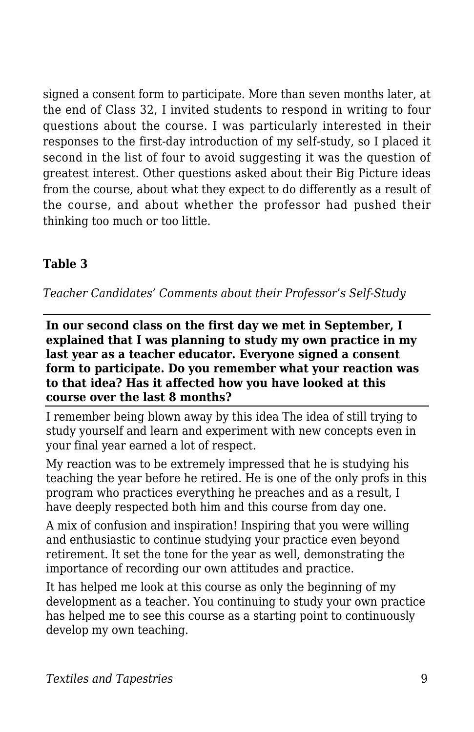signed a consent form to participate. More than seven months later, at the end of Class 32, I invited students to respond in writing to four questions about the course. I was particularly interested in their responses to the first-day introduction of my self-study, so I placed it second in the list of four to avoid suggesting it was the question of greatest interest. Other questions asked about their Big Picture ideas from the course, about what they expect to do differently as a result of the course, and about whether the professor had pushed their thinking too much or too little.

**Table 3**

*Teacher Candidates' Comments about their Professor's Self-Study*

| **In our second class on the first day we met in September, I explained that I was planning to study my own practice in my last year as a teacher educator. Everyone signed a consent form to participate. Do you remember what your reaction was to that idea? Has it affected how you have looked at this course over the last 8 months?** |
|---|
| I remember being blown away by this idea The idea of still trying to study yourself and learn and experiment with new concepts even in your final year earned a lot of respect. |
| My reaction was to be extremely impressed that he is studying his teaching the year before he retired. He is one of the only profs in this program who practices everything he preaches and as a result, I have deeply respected both him and this course from day one. |
| A mix of confusion and inspiration! Inspiring that you were willing and enthusiastic to continue studying your practice even beyond retirement. It set the tone for the year as well, demonstrating the importance of recording our own attitudes and practice. |
| It has helped me look at this course as only the beginning of my development as a teacher. You continuing to study your own practice has helped me to see this course as a starting point to continuously develop my own teaching. |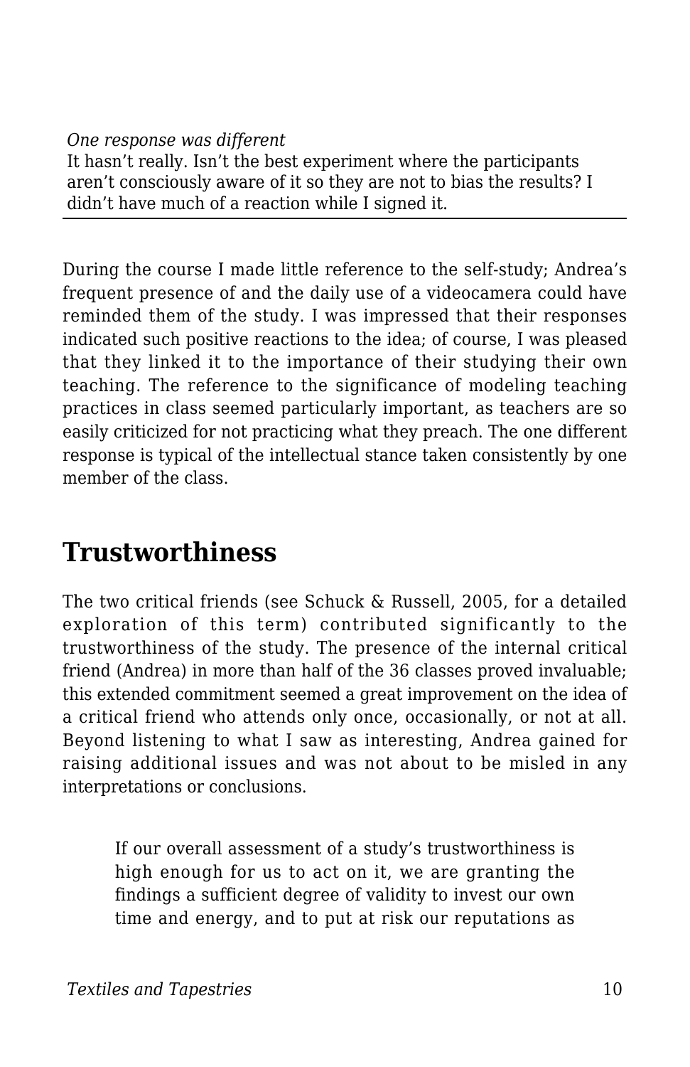*One response was different*

It hasn't really. Isn't the best experiment where the participants aren't consciously aware of it so they are not to bias the results? I didn't have much of a reaction while I signed it.

During the course I made little reference to the self-study; Andrea's frequent presence of and the daily use of a videocamera could have reminded them of the study. I was impressed that their responses indicated such positive reactions to the idea; of course, I was pleased that they linked it to the importance of their studying their own teaching. The reference to the significance of modeling teaching practices in class seemed particularly important, as teachers are so easily criticized for not practicing what they preach. The one different response is typical of the intellectual stance taken consistently by one member of the class.

## Trustworthiness

The two critical friends (see Schuck & Russell, 2005, for a detailed exploration of this term) contributed significantly to the trustworthiness of the study. The presence of the internal critical friend (Andrea) in more than half of the 36 classes proved invaluable; this extended commitment seemed a great improvement on the idea of a critical friend who attends only once, occasionally, or not at all. Beyond listening to what I saw as interesting, Andrea gained for raising additional issues and was not about to be misled in any interpretations or conclusions.

> If our overall assessment of a study's trustworthiness is high enough for us to act on it, we are granting the findings a sufficient degree of validity to invest our own time and energy, and to put at risk our reputations as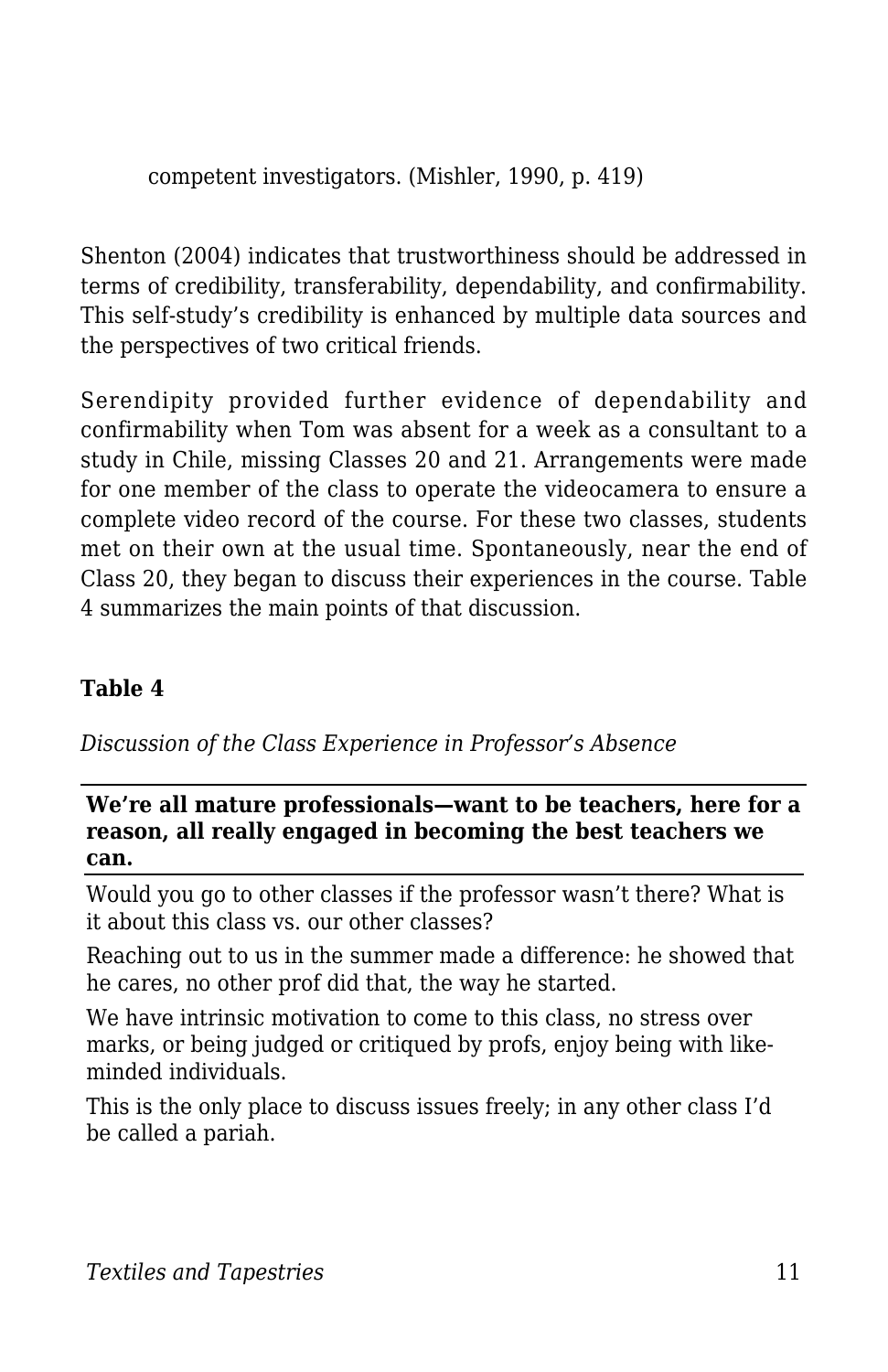competent investigators. (Mishler, 1990, p. 419)

Shenton (2004) indicates that trustworthiness should be addressed in terms of credibility, transferability, dependability, and confirmability. This self-study's credibility is enhanced by multiple data sources and the perspectives of two critical friends.

Serendipity provided further evidence of dependability and confirmability when Tom was absent for a week as a consultant to a study in Chile, missing Classes 20 and 21. Arrangements were made for one member of the class to operate the videocamera to ensure a complete video record of the course. For these two classes, students met on their own at the usual time. Spontaneously, near the end of Class 20, they began to discuss their experiences in the course. Table 4 summarizes the main points of that discussion.

**Table 4**

*Discussion of the Class Experience in Professor's Absence*

| **We're all mature professionals—want to be teachers, here for a reason, all really engaged in becoming the best teachers we can.** |
| --- |
| Would you go to other classes if the professor wasn't there? What is it about this class vs. our other classes? |
| Reaching out to us in the summer made a difference: he showed that he cares, no other prof did that, the way he started. |
| We have intrinsic motivation to come to this class, no stress over marks, or being judged or critiqued by profs, enjoy being with like-minded individuals. |
| This is the only place to discuss issues freely; in any other class I'd be called a pariah. |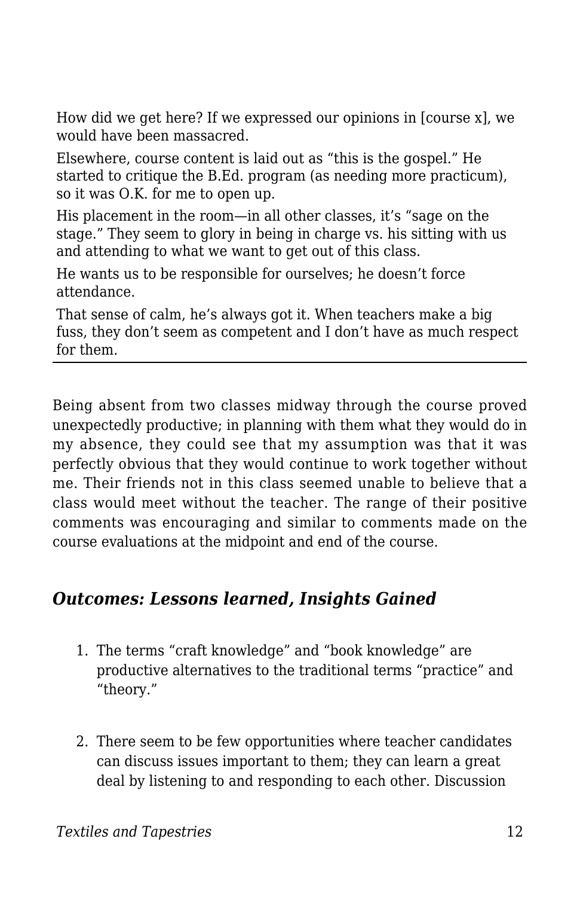How did we get here? If we expressed our opinions in [course x], we would have been massacred.

Elsewhere, course content is laid out as “this is the gospel.” He started to critique the B.Ed. program (as needing more practicum), so it was O.K. for me to open up.

His placement in the room—in all other classes, it’s “sage on the stage.” They seem to glory in being in charge vs. his sitting with us and attending to what we want to get out of this class.

He wants us to be responsible for ourselves; he doesn’t force attendance.

That sense of calm, he’s always got it. When teachers make a big fuss, they don’t seem as competent and I don’t have as much respect for them.

---

Being absent from two classes midway through the course proved unexpectedly productive; in planning with them what they would do in my absence, they could see that my assumption was that it was perfectly obvious that they would continue to work together without me. Their friends not in this class seemed unable to believe that a class would meet without the teacher. The range of their positive comments was encouraging and similar to comments made on the course evaluations at the midpoint and end of the course.

### *Outcomes: Lessons learned, Insights Gained*

1. The terms “craft knowledge” and “book knowledge” are productive alternatives to the traditional terms “practice” and “theory.”

2. There seem to be few opportunities where teacher candidates can discuss issues important to them; they can learn a great deal by listening to and responding to each other. Discussion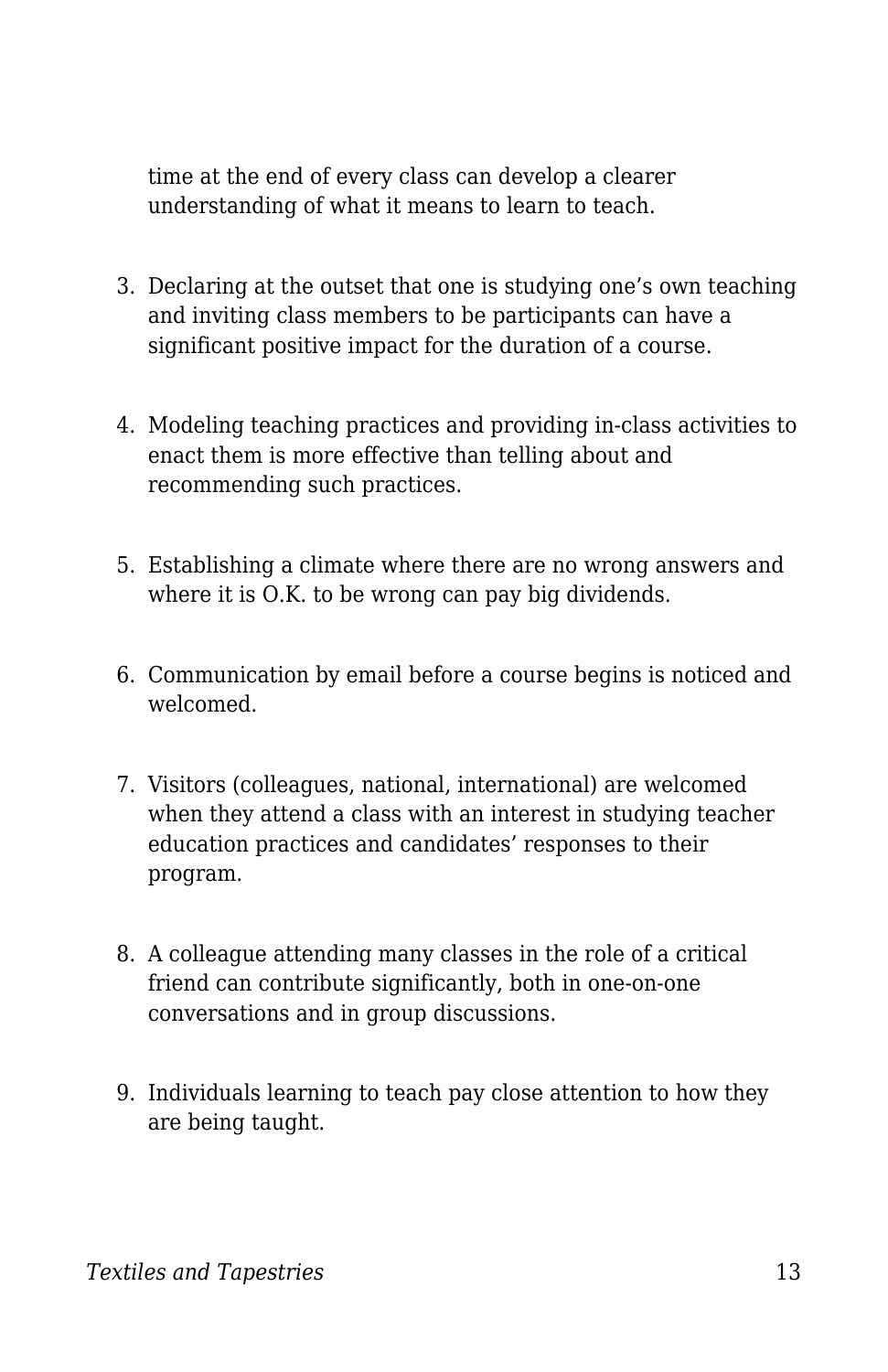time at the end of every class can develop a clearer understanding of what it means to learn to teach.

3. Declaring at the outset that one is studying one's own teaching and inviting class members to be participants can have a significant positive impact for the duration of a course.

4. Modeling teaching practices and providing in-class activities to enact them is more effective than telling about and recommending such practices.

5. Establishing a climate where there are no wrong answers and where it is O.K. to be wrong can pay big dividends.

6. Communication by email before a course begins is noticed and welcomed.

7. Visitors (colleagues, national, international) are welcomed when they attend a class with an interest in studying teacher education practices and candidates' responses to their program.

8. A colleague attending many classes in the role of a critical friend can contribute significantly, both in one-on-one conversations and in group discussions.

9. Individuals learning to teach pay close attention to how they are being taught.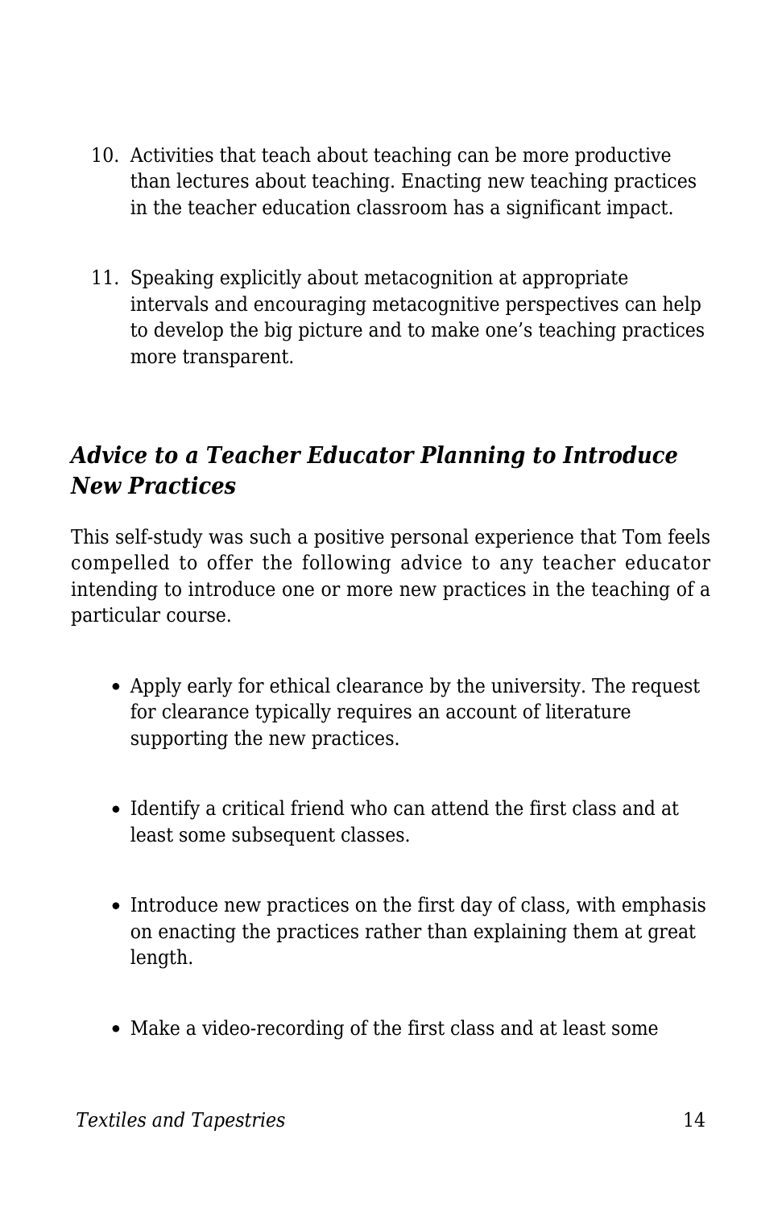10. Activities that teach about teaching can be more productive than lectures about teaching. Enacting new teaching practices in the teacher education classroom has a significant impact.

11. Speaking explicitly about metacognition at appropriate intervals and encouraging metacognitive perspectives can help to develop the big picture and to make one's teaching practices more transparent.

### *Advice to a Teacher Educator Planning to Introduce New Practices*

This self-study was such a positive personal experience that Tom feels compelled to offer the following advice to any teacher educator intending to introduce one or more new practices in the teaching of a particular course.

- Apply early for ethical clearance by the university. The request for clearance typically requires an account of literature supporting the new practices.

- Identify a critical friend who can attend the first class and at least some subsequent classes.

- Introduce new practices on the first day of class, with emphasis on enacting the practices rather than explaining them at great length.

- Make a video-recording of the first class and at least some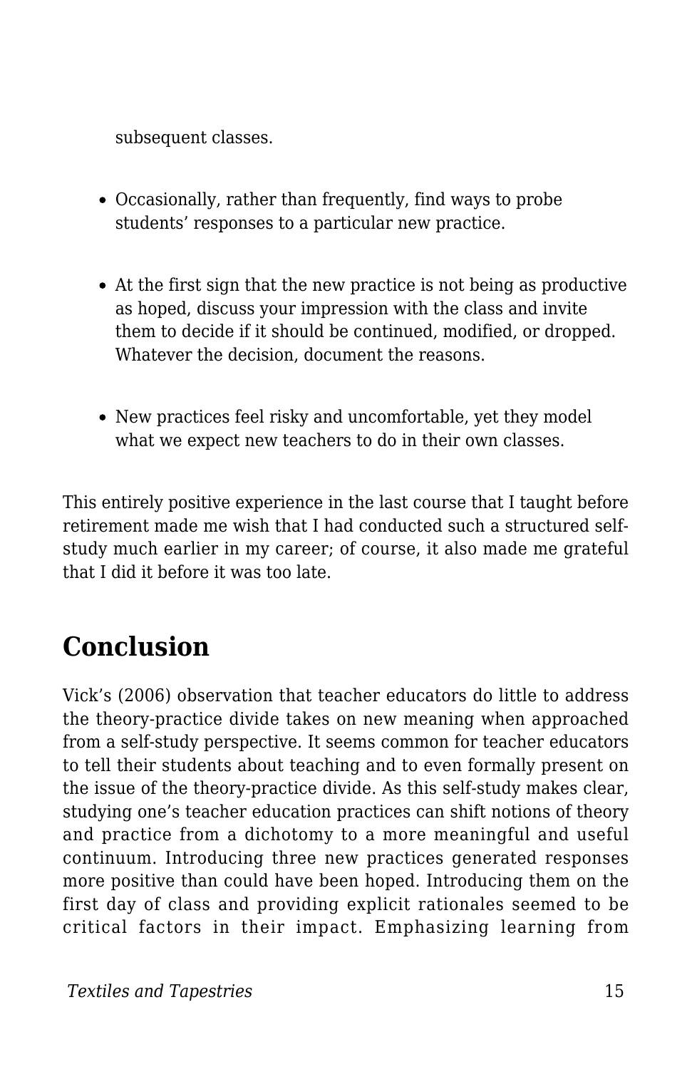subsequent classes.

- Occasionally, rather than frequently, find ways to probe students' responses to a particular new practice.
- At the first sign that the new practice is not being as productive as hoped, discuss your impression with the class and invite them to decide if it should be continued, modified, or dropped. Whatever the decision, document the reasons.
- New practices feel risky and uncomfortable, yet they model what we expect new teachers to do in their own classes.

This entirely positive experience in the last course that I taught before retirement made me wish that I had conducted such a structured self-study much earlier in my career; of course, it also made me grateful that I did it before it was too late.

## Conclusion

Vick's (2006) observation that teacher educators do little to address the theory-practice divide takes on new meaning when approached from a self-study perspective. It seems common for teacher educators to tell their students about teaching and to even formally present on the issue of the theory-practice divide. As this self-study makes clear, studying one's teacher education practices can shift notions of theory and practice from a dichotomy to a more meaningful and useful continuum. Introducing three new practices generated responses more positive than could have been hoped. Introducing them on the first day of class and providing explicit rationales seemed to be critical factors in their impact. Emphasizing learning from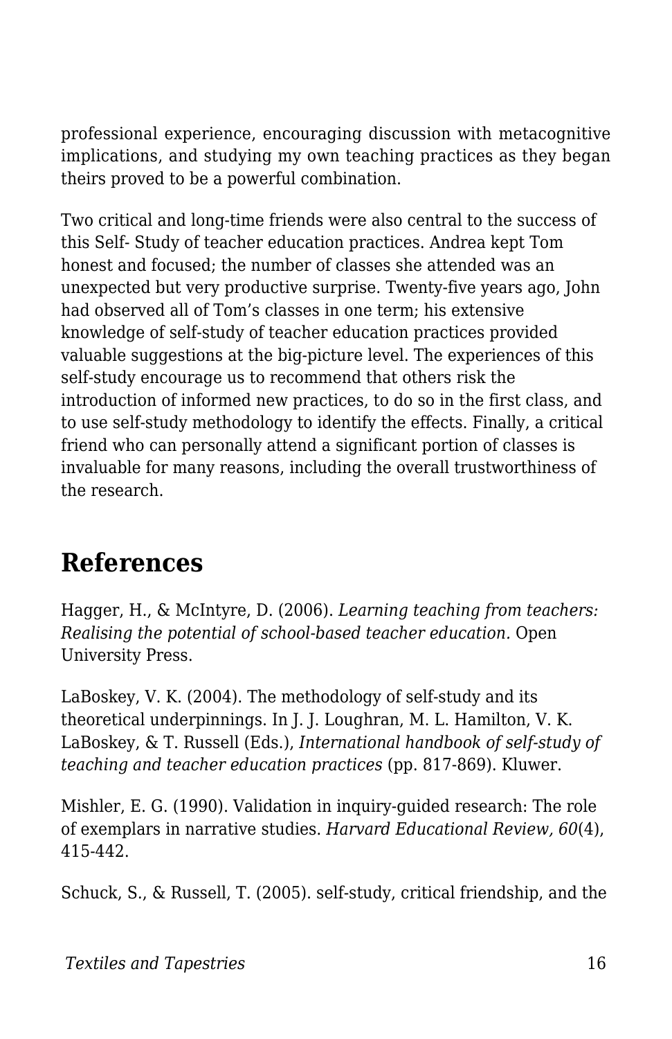professional experience, encouraging discussion with metacognitive implications, and studying my own teaching practices as they began theirs proved to be a powerful combination.

Two critical and long-time friends were also central to the success of this Self- Study of teacher education practices. Andrea kept Tom honest and focused; the number of classes she attended was an unexpected but very productive surprise. Twenty-five years ago, John had observed all of Tom's classes in one term; his extensive knowledge of self-study of teacher education practices provided valuable suggestions at the big-picture level. The experiences of this self-study encourage us to recommend that others risk the introduction of informed new practices, to do so in the first class, and to use self-study methodology to identify the effects. Finally, a critical friend who can personally attend a significant portion of classes is invaluable for many reasons, including the overall trustworthiness of the research.

## References

Hagger, H., & McIntyre, D. (2006). *Learning teaching from teachers: Realising the potential of school-based teacher education.* Open University Press.

LaBoskey, V. K. (2004). The methodology of self-study and its theoretical underpinnings. In J. J. Loughran, M. L. Hamilton, V. K. LaBoskey, & T. Russell (Eds.), *International handbook of self-study of teaching and teacher education practices* (pp. 817-869). Kluwer.

Mishler, E. G. (1990). Validation in inquiry-guided research: The role of exemplars in narrative studies. *Harvard Educational Review, 60*(4), 415-442.

Schuck, S., & Russell, T. (2005). self-study, critical friendship, and the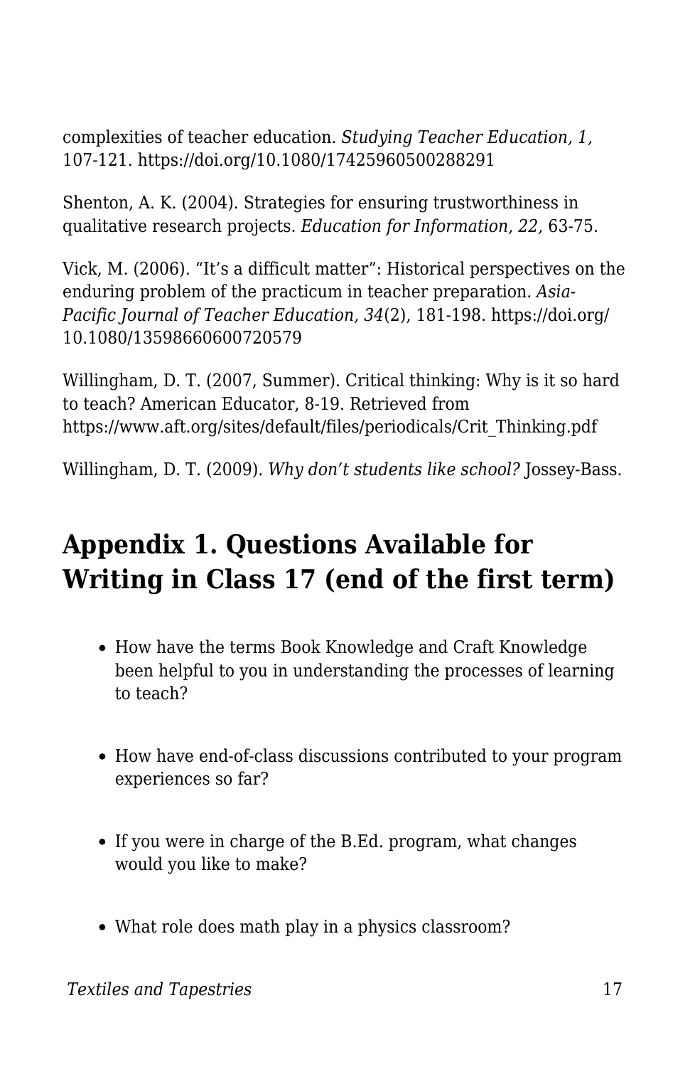complexities of teacher education. *Studying Teacher Education, 1,* 107-121. https://doi.org/10.1080/17425960500288291

Shenton, A. K. (2004). Strategies for ensuring trustworthiness in qualitative research projects. *Education for Information, 22,* 63-75.

Vick, M. (2006). "It's a difficult matter": Historical perspectives on the enduring problem of the practicum in teacher preparation. *Asia-Pacific Journal of Teacher Education, 34*(2), 181-198. https://doi.org/10.1080/13598660600720579

Willingham, D. T. (2007, Summer). Critical thinking: Why is it so hard to teach? American Educator, 8-19. Retrieved from https://www.aft.org/sites/default/files/periodicals/Crit_Thinking.pdf

Willingham, D. T. (2009). *Why don't students like school?* Jossey-Bass.

## Appendix 1. Questions Available for Writing in Class 17 (end of the first term)

- How have the terms Book Knowledge and Craft Knowledge been helpful to you in understanding the processes of learning to teach?
- How have end-of-class discussions contributed to your program experiences so far?
- If you were in charge of the B.Ed. program, what changes would you like to make?
- What role does math play in a physics classroom?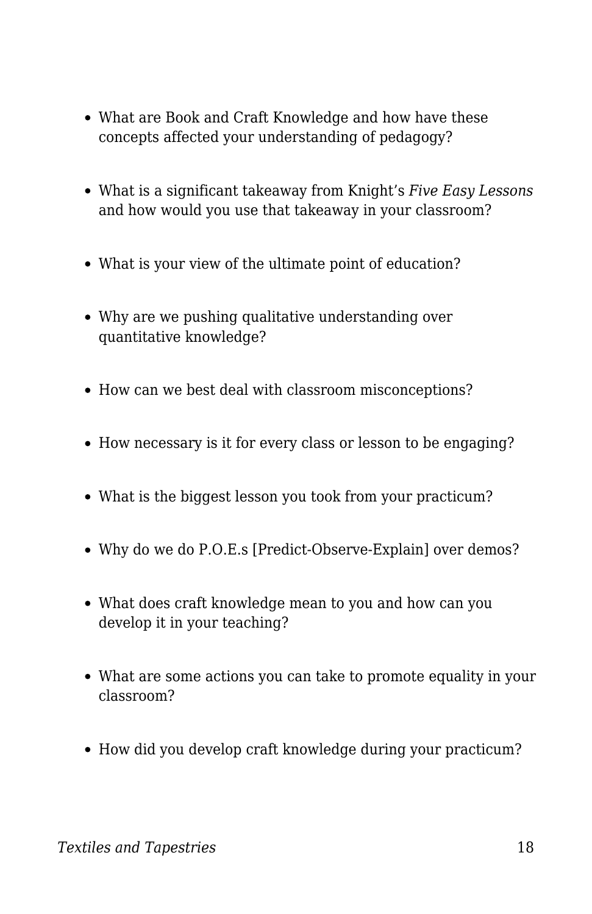- What are Book and Craft Knowledge and how have these concepts affected your understanding of pedagogy?
- What is a significant takeaway from Knight's *Five Easy Lessons* and how would you use that takeaway in your classroom?
- What is your view of the ultimate point of education?
- Why are we pushing qualitative understanding over quantitative knowledge?
- How can we best deal with classroom misconceptions?
- How necessary is it for every class or lesson to be engaging?
- What is the biggest lesson you took from your practicum?
- Why do we do P.O.E.s [Predict-Observe-Explain] over demos?
- What does craft knowledge mean to you and how can you develop it in your teaching?
- What are some actions you can take to promote equality in your classroom?
- How did you develop craft knowledge during your practicum?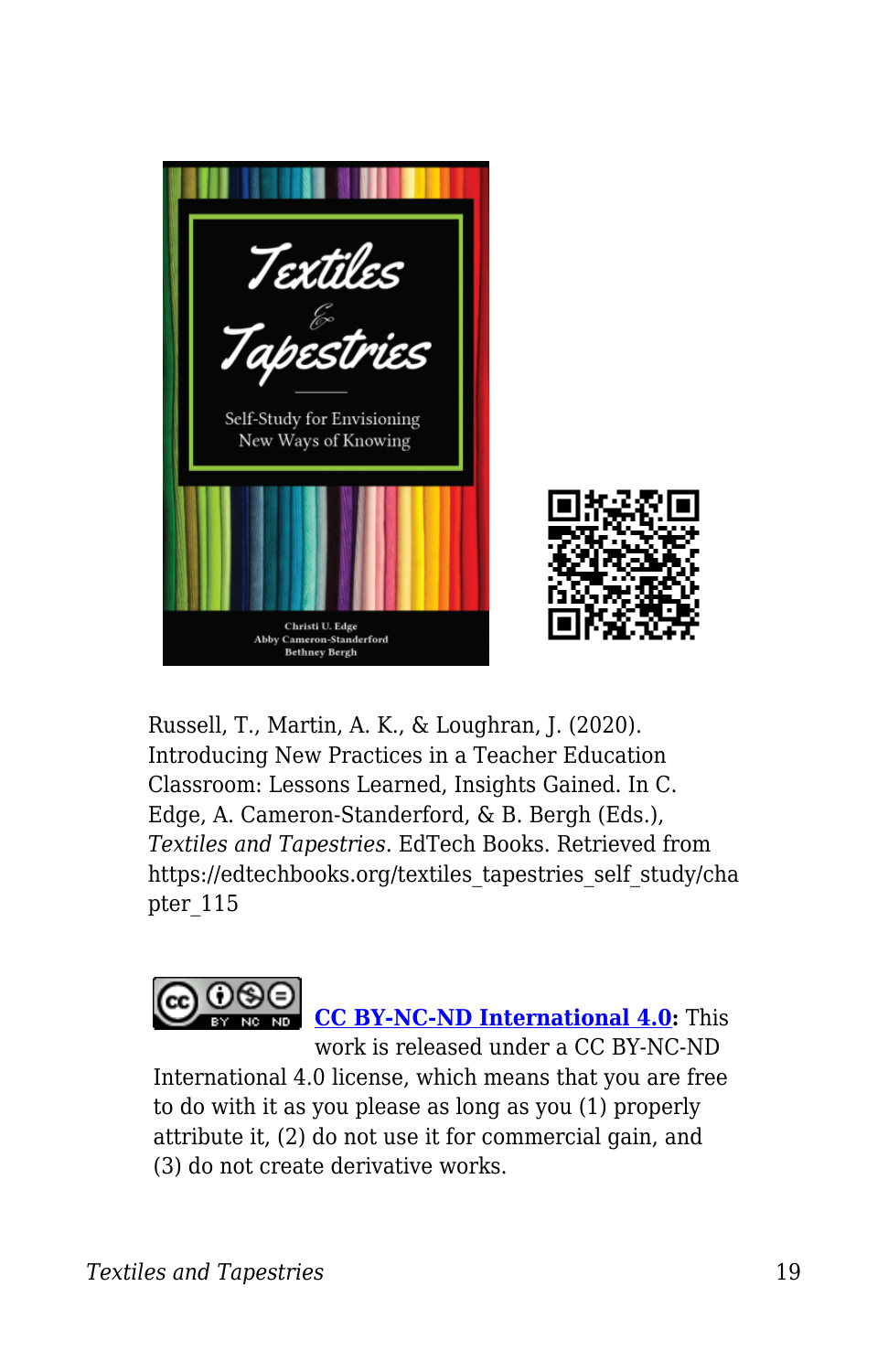Russell, T., Martin, A. K., & Loughran, J. (2020). Introducing New Practices in a Teacher Education Classroom: Lessons Learned, Insights Gained. In C. Edge, A. Cameron-Standerford, & B. Bergh (Eds.), *Textiles and Tapestries*. EdTech Books. Retrieved from https://edtechbooks.org/textiles_tapestries_self_study/chapter_115

**[CC BY-NC-ND International 4.0](https://creativecommons.org/licenses/by-nc-nd/4.0/):** This work is released under a CC BY-NC-ND International 4.0 license, which means that you are free to do with it as you please as long as you (1) properly attribute it, (2) do not use it for commercial gain, and (3) do not create derivative works.